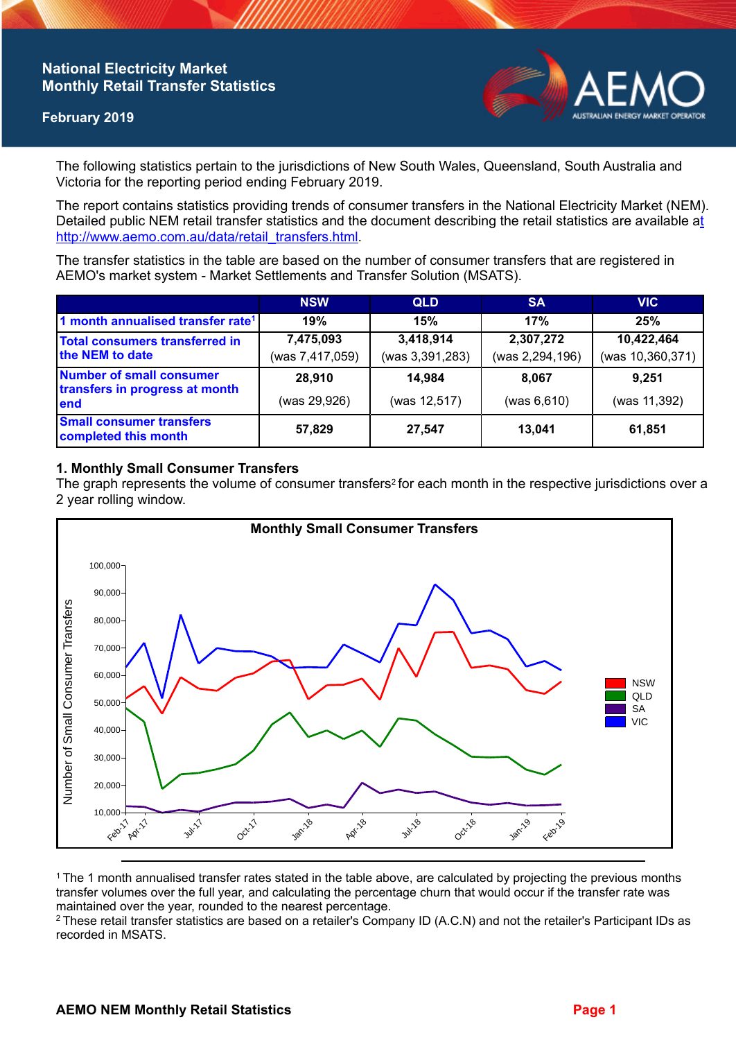# National Electricity Market
# Monthly Retail Transfer Statistics

**February 2019**

The following statistics pertain to the jurisdictions of New South Wales, Queensland, South Australia and Victoria for the reporting period ending February 2019.

The report contains statistics providing trends of consumer transfers in the National Electricity Market (NEM). Detailed public NEM retail transfer statistics and the document describing the retail statistics are available at http://www.aemo.com.au/data/retail_transfers.html.

The transfer statistics in the table are based on the number of consumer transfers that are registered in AEMO's market system - Market Settlements and Transfer Solution (MSATS).

| | NSW | QLD | SA | VIC |
|---|---|---|---|---|
| 1 month annualised transfer rate[1] | 19% | 15% | 17% | 25% |
| Total consumers transferred in the NEM to date | 7,475,093 (was 7,417,059) | 3,418,914 (was 3,391,283) | 2,307,272 (was 2,294,196) | 10,422,464 (was 10,360,371) |
| Number of small consumer transfers in progress at month end | 28,910 (was 29,926) | 14,984 (was 12,517) | 8,067 (was 6,610) | 9,251 (was 11,392) |
| Small consumer transfers completed this month | 57,829 | 27,547 | 13,041 | 61,851 |

## 1. Monthly Small Consumer Transfers

The graph represents the volume of consumer transfers[2] for each month in the respective jurisdictions over a 2 year rolling window.

---

[1] The 1 month annualised transfer rates stated in the table above, are calculated by projecting the previous months transfer volumes over the full year, and calculating the percentage churn that would occur if the transfer rate was maintained over the year, rounded to the nearest percentage.

[2] These retail transfer statistics are based on a retailer's Company ID (A.C.N) and not the retailer's Participant IDs as recorded in MSATS.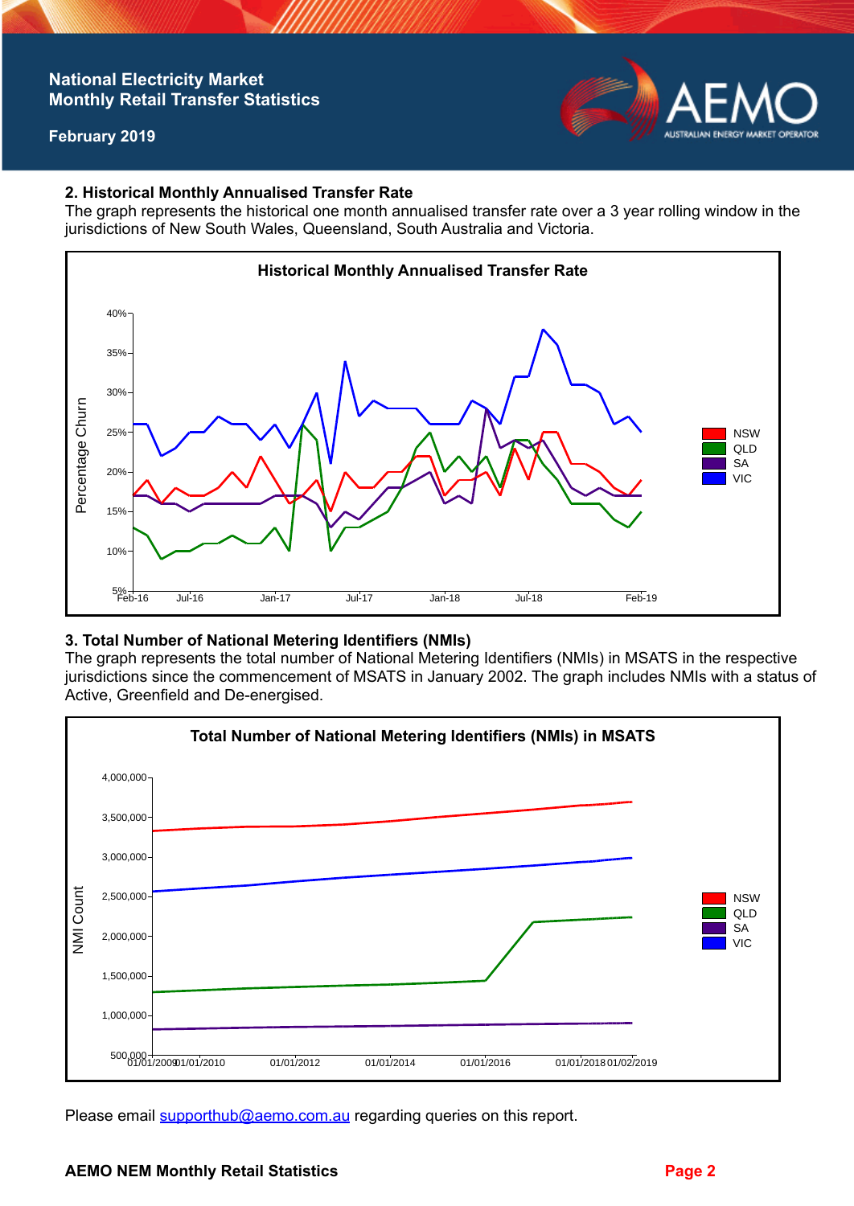National Electricity Market
Monthly Retail Transfer Statistics

February 2019

AEMO
AUSTRALIAN ENERGY MARKET OPERATOR

## 2. Historical Monthly Annualised Transfer Rate

The graph represents the historical one month annualised transfer rate over a 3 year rolling window in the jurisdictions of New South Wales, Queensland, South Australia and Victoria.

Historical Monthly Annualised Transfer Rate

Percentage Churn

40%
35%
30%
25%
20%
15%
10%
5%

Feb-16
Jul-16
Jan-17
Jul-17
Jan-18
Jul-18
Feb-19

NSW
QLD
SA
VIC

## 3. Total Number of National Metering Identifiers (NMIs)

The graph represents the total number of National Metering Identifiers (NMIs) in MSATS in the respective jurisdictions since the commencement of MSATS in January 2002. The graph includes NMIs with a status of Active, Greenfield and De-energised.

Total Number of National Metering Identifiers (NMIs) in MSATS

NMI Count

4,000,000
3,500,000
3,000,000
2,500,000
2,000,000
1,500,000
1,000,000
500,000

01/01/2009
01/01/2010
01/01/2012
01/01/2014
01/01/2016
01/01/2018
01/02/2019

NSW
QLD
SA
VIC

Please email supporthub@aemo.com.au regarding queries on this report.